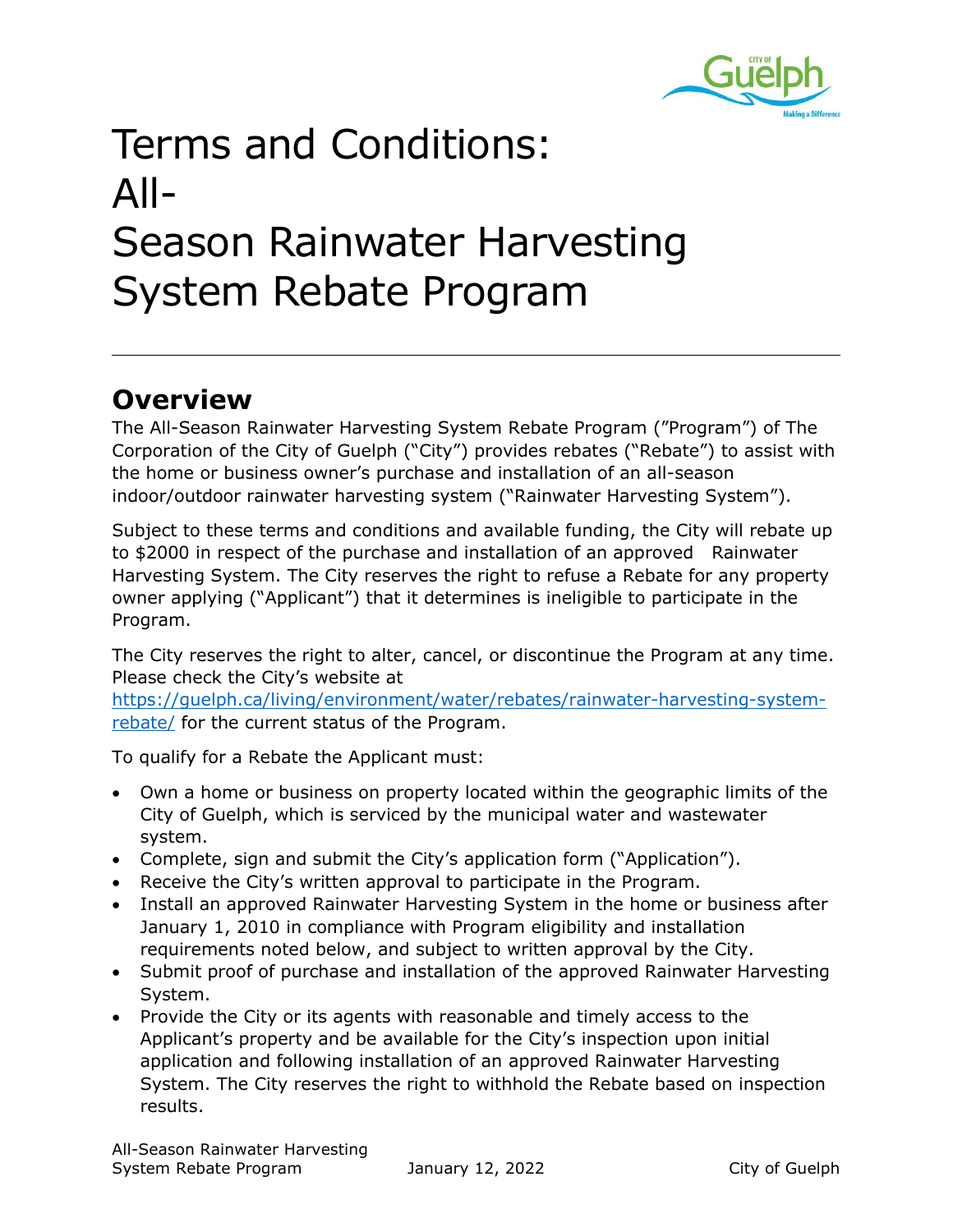# Terms and Conditions: All-Season Rainwater Harvesting System Rebate Program

## Overview

The All-Season Rainwater Harvesting System Rebate Program ("Program") of The Corporation of the City of Guelph ("City") provides rebates ("Rebate") to assist with the home or business owner's purchase and installation of an all-season indoor/outdoor rainwater harvesting system ("Rainwater Harvesting System").

Subject to these terms and conditions and available funding, the City will rebate up to $2000 in respect of the purchase and installation of an approved Rainwater Harvesting System. The City reserves the right to refuse a Rebate for any property owner applying ("Applicant") that it determines is ineligible to participate in the Program.

The City reserves the right to alter, cancel, or discontinue the Program at any time. Please check the City's website at https://guelph.ca/living/environment/water/rebates/rainwater-harvesting-system-rebate/ for the current status of the Program.

To qualify for a Rebate the Applicant must:

- Own a home or business on property located within the geographic limits of the City of Guelph, which is serviced by the municipal water and wastewater system.
- Complete, sign and submit the City's application form ("Application").
- Receive the City's written approval to participate in the Program.
- Install an approved Rainwater Harvesting System in the home or business after January 1, 2010 in compliance with Program eligibility and installation requirements noted below, and subject to written approval by the City.
- Submit proof of purchase and installation of the approved Rainwater Harvesting System.
- Provide the City or its agents with reasonable and timely access to the Applicant's property and be available for the City's inspection upon initial application and following installation of an approved Rainwater Harvesting System. The City reserves the right to withhold the Rebate based on inspection results.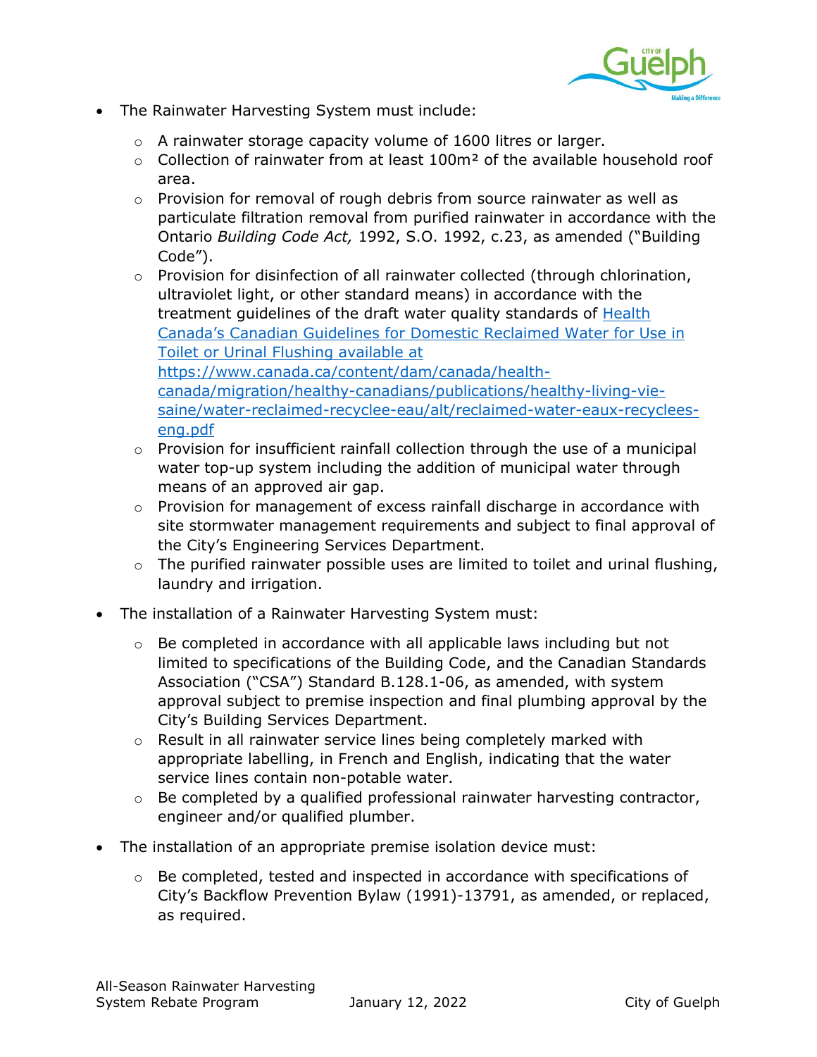- The Rainwater Harvesting System must include:
  - A rainwater storage capacity volume of 1600 litres or larger.
  - Collection of rainwater from at least 100m² of the available household roof area.
  - Provision for removal of rough debris from source rainwater as well as particulate filtration removal from purified rainwater in accordance with the Ontario *Building Code Act,* 1992, S.O. 1992, c.23, as amended ("Building Code").
  - Provision for disinfection of all rainwater collected (through chlorination, ultraviolet light, or other standard means) in accordance with the treatment guidelines of the draft water quality standards of [Health Canada's Canadian Guidelines for Domestic Reclaimed Water for Use in Toilet or Urinal Flushing available at https://www.canada.ca/content/dam/canada/health-canada/migration/healthy-canadians/publications/healthy-living-vie-saine/water-reclaimed-recyclee-eau/alt/reclaimed-water-eaux-recyclees-eng.pdf](https://www.canada.ca/content/dam/canada/health-canada/migration/healthy-canadians/publications/healthy-living-vie-saine/water-reclaimed-recyclee-eau/alt/reclaimed-water-eaux-recyclees-eng.pdf)
  - Provision for insufficient rainfall collection through the use of a municipal water top-up system including the addition of municipal water through means of an approved air gap.
  - Provision for management of excess rainfall discharge in accordance with site stormwater management requirements and subject to final approval of the City's Engineering Services Department.
  - The purified rainwater possible uses are limited to toilet and urinal flushing, laundry and irrigation.
- The installation of a Rainwater Harvesting System must:
  - Be completed in accordance with all applicable laws including but not limited to specifications of the Building Code, and the Canadian Standards Association ("CSA") Standard B.128.1-06, as amended, with system approval subject to premise inspection and final plumbing approval by the City's Building Services Department.
  - Result in all rainwater service lines being completely marked with appropriate labelling, in French and English, indicating that the water service lines contain non-potable water.
  - Be completed by a qualified professional rainwater harvesting contractor, engineer and/or qualified plumber.
- The installation of an appropriate premise isolation device must:
  - Be completed, tested and inspected in accordance with specifications of City's Backflow Prevention Bylaw (1991)-13791, as amended, or replaced, as required.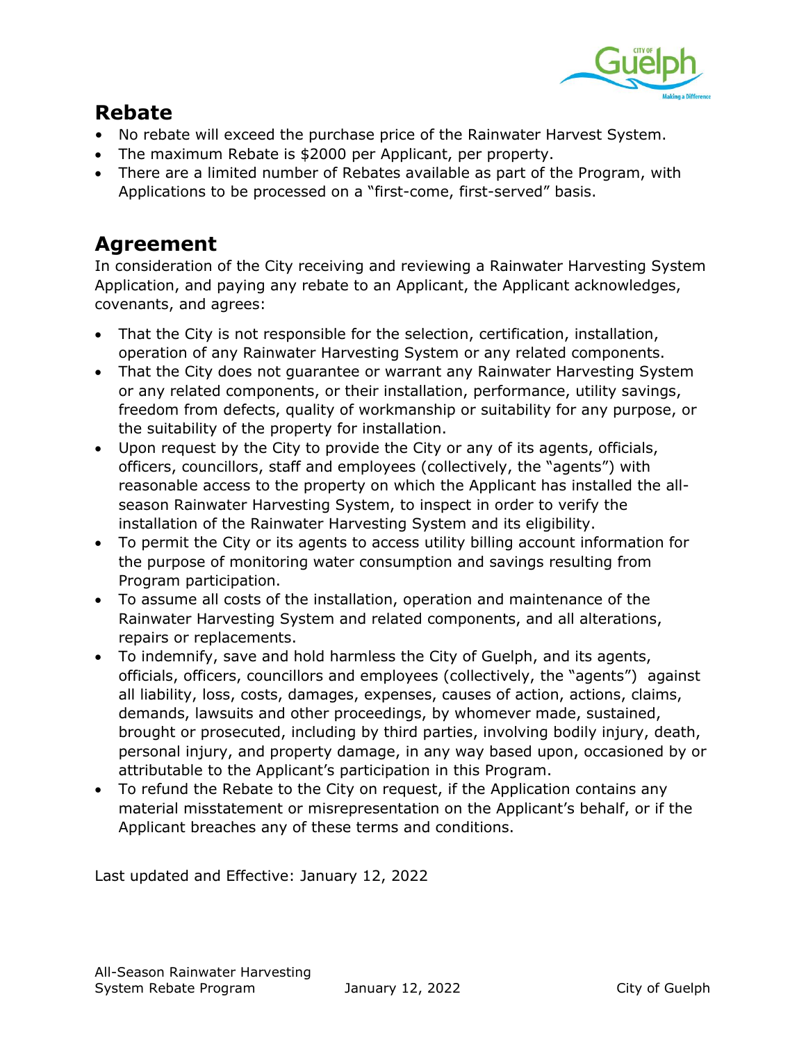## Rebate

- No rebate will exceed the purchase price of the Rainwater Harvest System.
- The maximum Rebate is $2000 per Applicant, per property.
- There are a limited number of Rebates available as part of the Program, with Applications to be processed on a "first-come, first-served" basis.

## Agreement

In consideration of the City receiving and reviewing a Rainwater Harvesting System Application, and paying any rebate to an Applicant, the Applicant acknowledges, covenants, and agrees:

- That the City is not responsible for the selection, certification, installation, operation of any Rainwater Harvesting System or any related components.
- That the City does not guarantee or warrant any Rainwater Harvesting System or any related components, or their installation, performance, utility savings, freedom from defects, quality of workmanship or suitability for any purpose, or the suitability of the property for installation.
- Upon request by the City to provide the City or any of its agents, officials, officers, councillors, staff and employees (collectively, the "agents") with reasonable access to the property on which the Applicant has installed the all-season Rainwater Harvesting System, to inspect in order to verify the installation of the Rainwater Harvesting System and its eligibility.
- To permit the City or its agents to access utility billing account information for the purpose of monitoring water consumption and savings resulting from Program participation.
- To assume all costs of the installation, operation and maintenance of the Rainwater Harvesting System and related components, and all alterations, repairs or replacements.
- To indemnify, save and hold harmless the City of Guelph, and its agents, officials, officers, councillors and employees (collectively, the "agents") against all liability, loss, costs, damages, expenses, causes of action, actions, claims, demands, lawsuits and other proceedings, by whomever made, sustained, brought or prosecuted, including by third parties, involving bodily injury, death, personal injury, and property damage, in any way based upon, occasioned by or attributable to the Applicant's participation in this Program.
- To refund the Rebate to the City on request, if the Application contains any material misstatement or misrepresentation on the Applicant's behalf, or if the Applicant breaches any of these terms and conditions.

Last updated and Effective: January 12, 2022